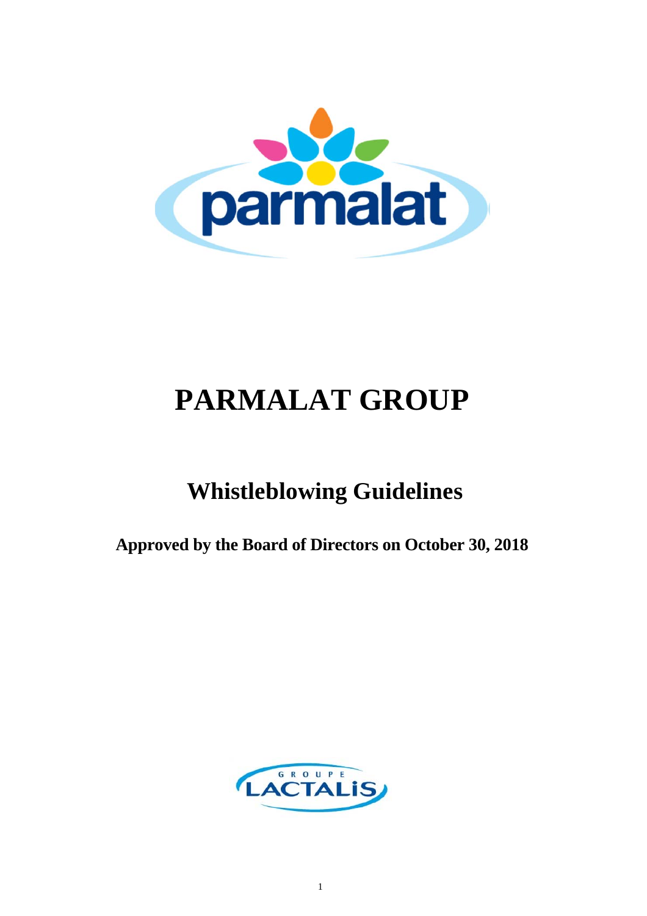# PARMALAT GROUP

## Whistleblowing Guidelines

**Approved by the Board of Directors on October 30, 2018**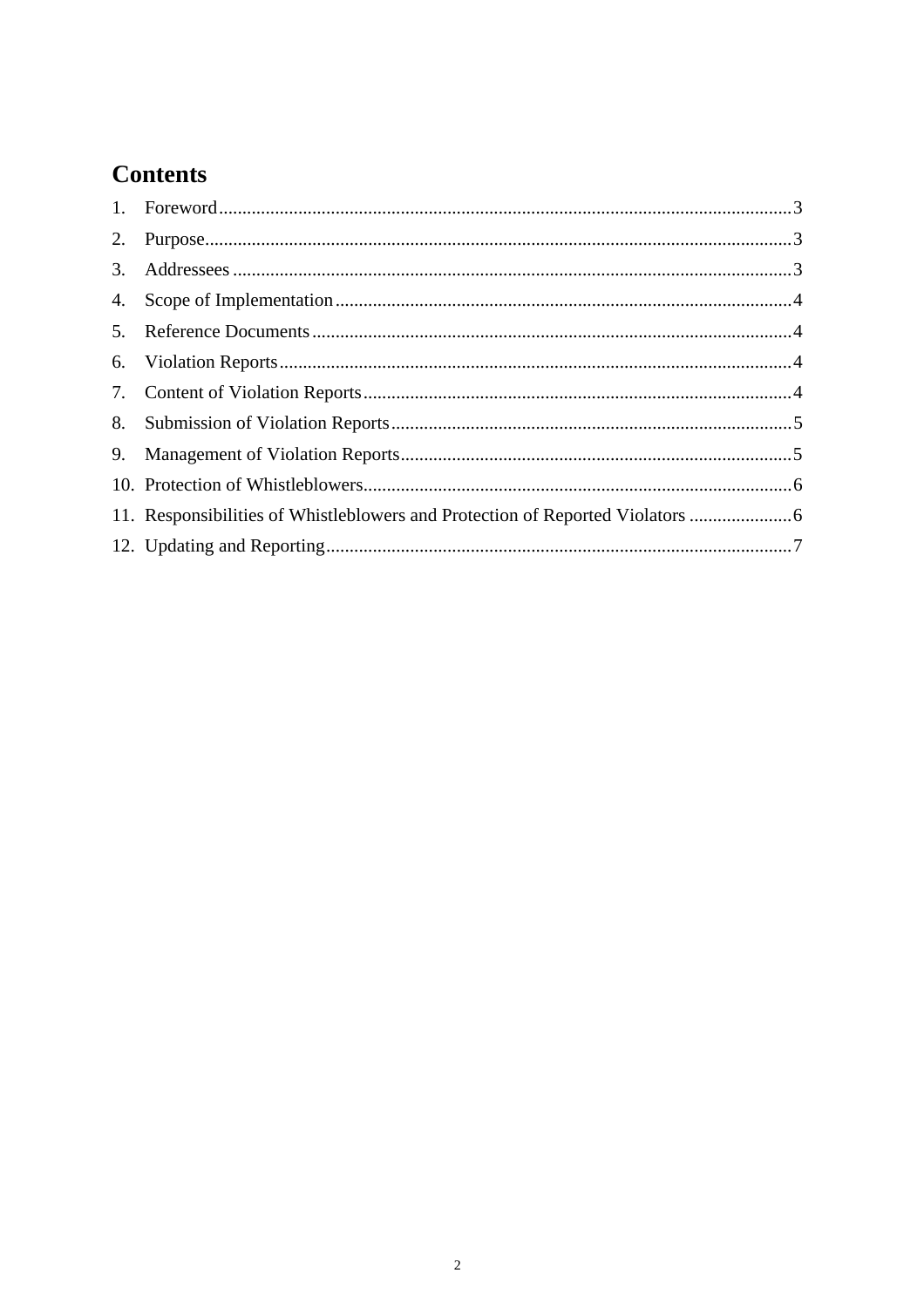# Contents

1. Foreword .......... 3
2. Purpose .......... 3
3. Addressees .......... 3
4. Scope of Implementation .......... 4
5. Reference Documents .......... 4
6. Violation Reports .......... 4
7. Content of Violation Reports .......... 4
8. Submission of Violation Reports .......... 5
9. Management of Violation Reports .......... 5
10. Protection of Whistleblowers .......... 6
11. Responsibilities of Whistleblowers and Protection of Reported Violators .......... 6
12. Updating and Reporting .......... 7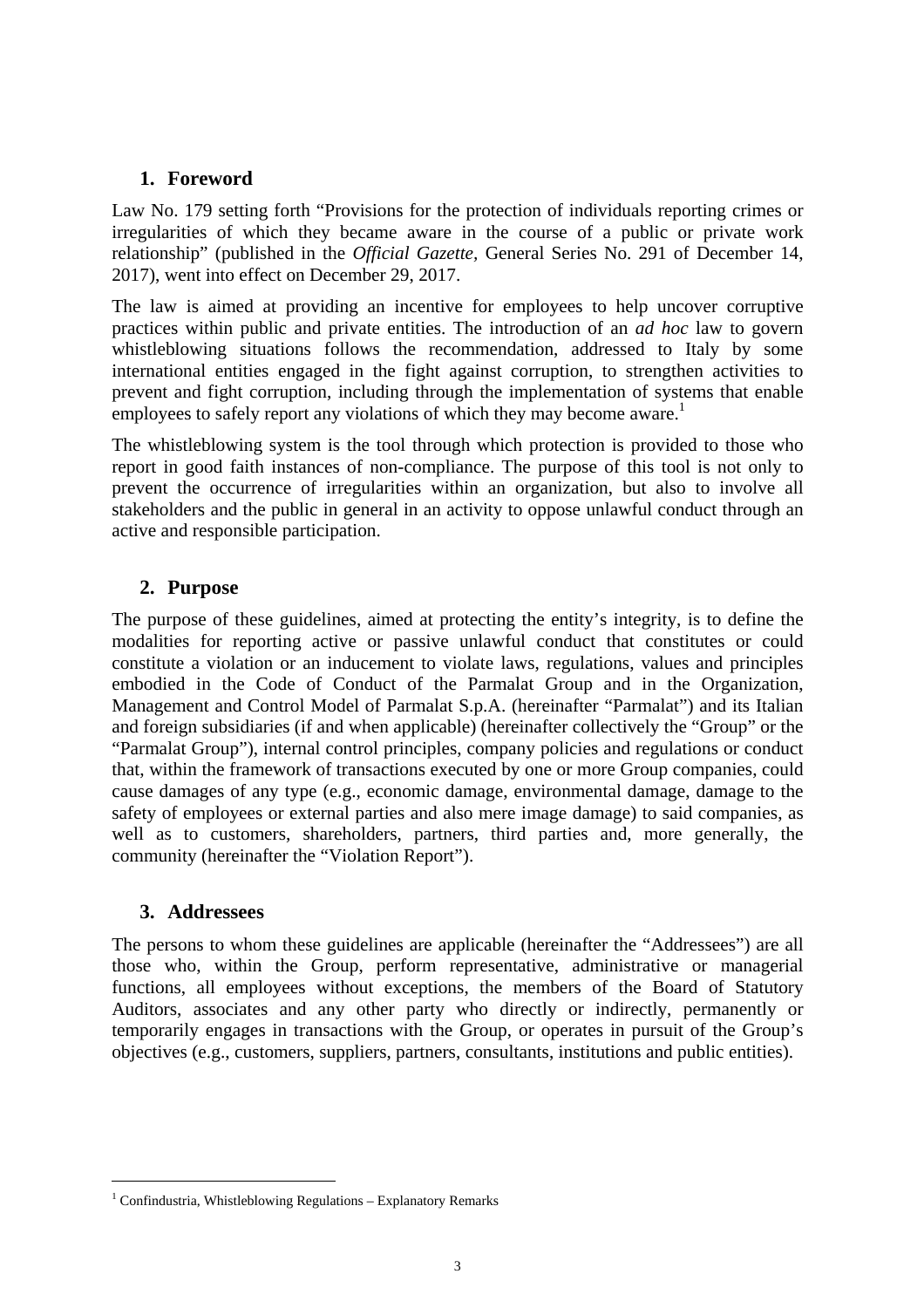## 1. Foreword

Law No. 179 setting forth "Provisions for the protection of individuals reporting crimes or irregularities of which they became aware in the course of a public or private work relationship" (published in the *Official Gazette*, General Series No. 291 of December 14, 2017), went into effect on December 29, 2017.

The law is aimed at providing an incentive for employees to help uncover corruptive practices within public and private entities. The introduction of an *ad hoc* law to govern whistleblowing situations follows the recommendation, addressed to Italy by some international entities engaged in the fight against corruption, to strengthen activities to prevent and fight corruption, including through the implementation of systems that enable employees to safely report any violations of which they may become aware.[1]

The whistleblowing system is the tool through which protection is provided to those who report in good faith instances of non-compliance. The purpose of this tool is not only to prevent the occurrence of irregularities within an organization, but also to involve all stakeholders and the public in general in an activity to oppose unlawful conduct through an active and responsible participation.

## 2. Purpose

The purpose of these guidelines, aimed at protecting the entity's integrity, is to define the modalities for reporting active or passive unlawful conduct that constitutes or could constitute a violation or an inducement to violate laws, regulations, values and principles embodied in the Code of Conduct of the Parmalat Group and in the Organization, Management and Control Model of Parmalat S.p.A. (hereinafter "Parmalat") and its Italian and foreign subsidiaries (if and when applicable) (hereinafter collectively the "Group" or the "Parmalat Group"), internal control principles, company policies and regulations or conduct that, within the framework of transactions executed by one or more Group companies, could cause damages of any type (e.g., economic damage, environmental damage, damage to the safety of employees or external parties and also mere image damage) to said companies, as well as to customers, shareholders, partners, third parties and, more generally, the community (hereinafter the "Violation Report").

## 3. Addressees

The persons to whom these guidelines are applicable (hereinafter the "Addressees") are all those who, within the Group, perform representative, administrative or managerial functions, all employees without exceptions, the members of the Board of Statutory Auditors, associates and any other party who directly or indirectly, permanently or temporarily engages in transactions with the Group, or operates in pursuit of the Group's objectives (e.g., customers, suppliers, partners, consultants, institutions and public entities).

---

[1] Confindustria, Whistleblowing Regulations – Explanatory Remarks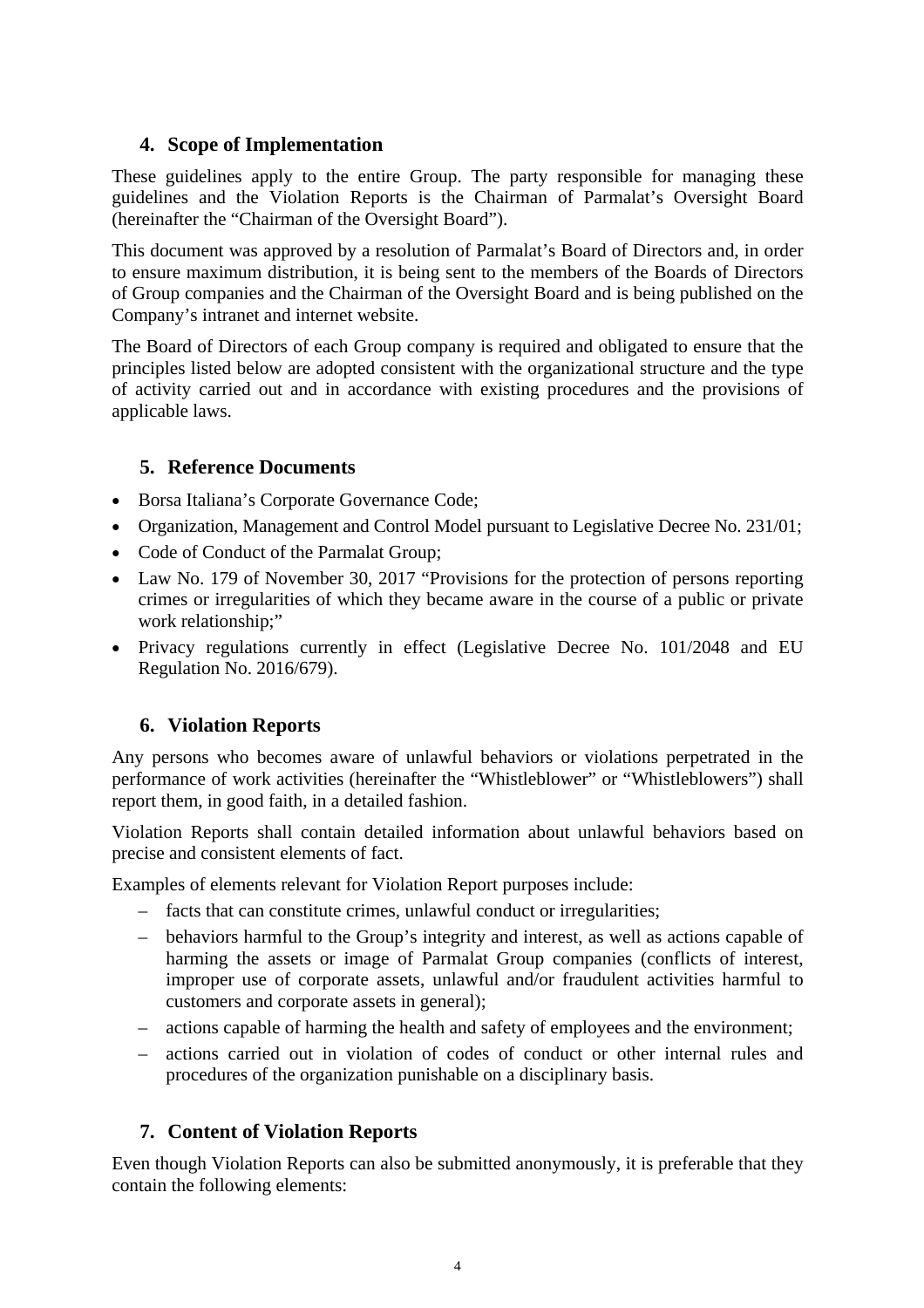## 4. Scope of Implementation

These guidelines apply to the entire Group. The party responsible for managing these guidelines and the Violation Reports is the Chairman of Parmalat's Oversight Board (hereinafter the "Chairman of the Oversight Board").

This document was approved by a resolution of Parmalat's Board of Directors and, in order to ensure maximum distribution, it is being sent to the members of the Boards of Directors of Group companies and the Chairman of the Oversight Board and is being published on the Company's intranet and internet website.

The Board of Directors of each Group company is required and obligated to ensure that the principles listed below are adopted consistent with the organizational structure and the type of activity carried out and in accordance with existing procedures and the provisions of applicable laws.

## 5. Reference Documents

- Borsa Italiana's Corporate Governance Code;
- Organization, Management and Control Model pursuant to Legislative Decree No. 231/01;
- Code of Conduct of the Parmalat Group;
- Law No. 179 of November 30, 2017 "Provisions for the protection of persons reporting crimes or irregularities of which they became aware in the course of a public or private work relationship;"
- Privacy regulations currently in effect (Legislative Decree No. 101/2048 and EU Regulation No. 2016/679).

## 6. Violation Reports

Any persons who becomes aware of unlawful behaviors or violations perpetrated in the performance of work activities (hereinafter the "Whistleblower" or "Whistleblowers") shall report them, in good faith, in a detailed fashion.

Violation Reports shall contain detailed information about unlawful behaviors based on precise and consistent elements of fact.

Examples of elements relevant for Violation Report purposes include:

- facts that can constitute crimes, unlawful conduct or irregularities;
- behaviors harmful to the Group's integrity and interest, as well as actions capable of harming the assets or image of Parmalat Group companies (conflicts of interest, improper use of corporate assets, unlawful and/or fraudulent activities harmful to customers and corporate assets in general);
- actions capable of harming the health and safety of employees and the environment;
- actions carried out in violation of codes of conduct or other internal rules and procedures of the organization punishable on a disciplinary basis.

## 7. Content of Violation Reports

Even though Violation Reports can also be submitted anonymously, it is preferable that they contain the following elements: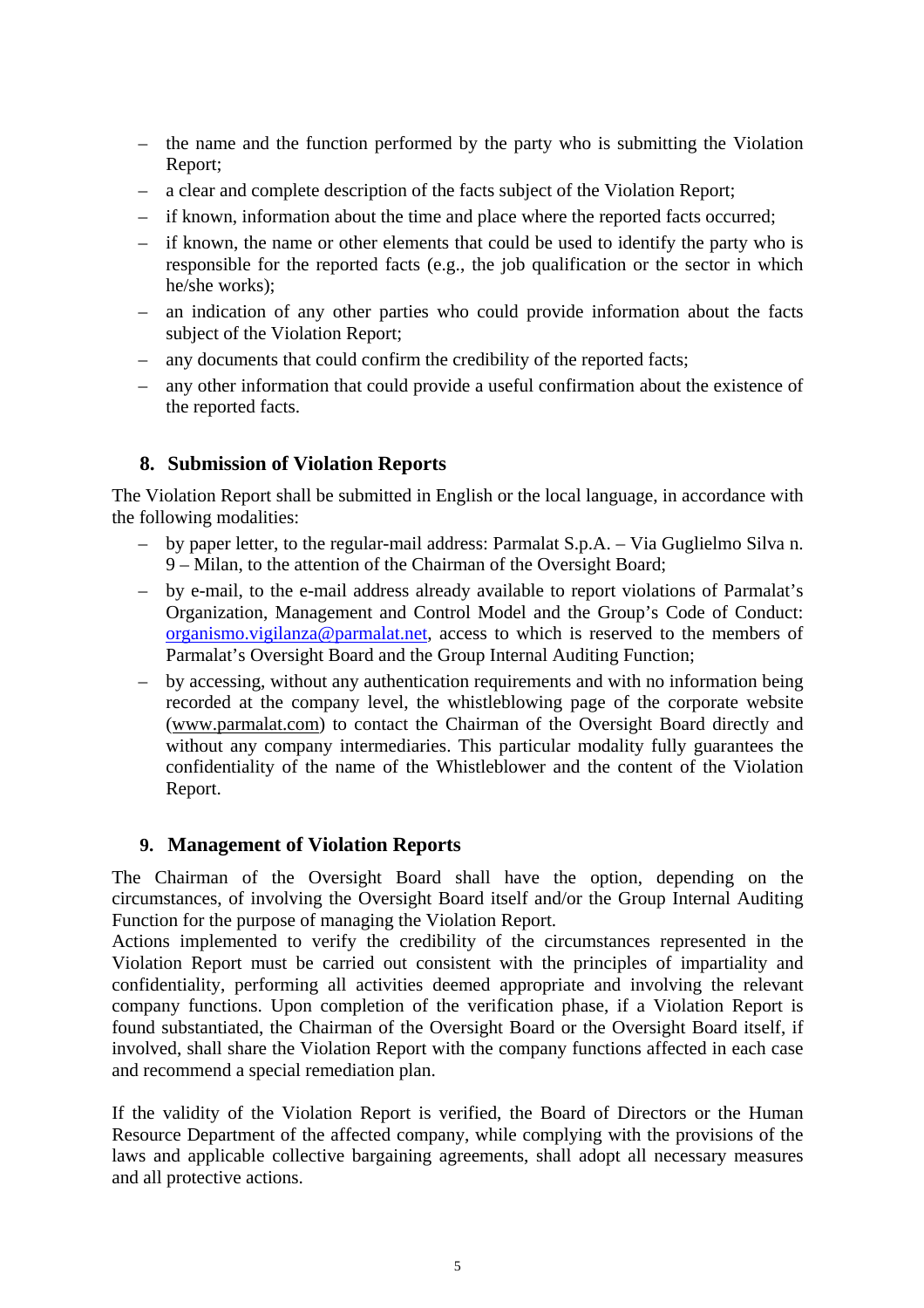- the name and the function performed by the party who is submitting the Violation Report;
- a clear and complete description of the facts subject of the Violation Report;
- if known, information about the time and place where the reported facts occurred;
- if known, the name or other elements that could be used to identify the party who is responsible for the reported facts (e.g., the job qualification or the sector in which he/she works);
- an indication of any other parties who could provide information about the facts subject of the Violation Report;
- any documents that could confirm the credibility of the reported facts;
- any other information that could provide a useful confirmation about the existence of the reported facts.

## 8. Submission of Violation Reports

The Violation Report shall be submitted in English or the local language, in accordance with the following modalities:

- by paper letter, to the regular-mail address: Parmalat S.p.A. – Via Guglielmo Silva n. 9 – Milan, to the attention of the Chairman of the Oversight Board;
- by e-mail, to the e-mail address already available to report violations of Parmalat's Organization, Management and Control Model and the Group's Code of Conduct: organismo.vigilanza@parmalat.net, access to which is reserved to the members of Parmalat's Oversight Board and the Group Internal Auditing Function;
- by accessing, without any authentication requirements and with no information being recorded at the company level, the whistleblowing page of the corporate website (www.parmalat.com) to contact the Chairman of the Oversight Board directly and without any company intermediaries. This particular modality fully guarantees the confidentiality of the name of the Whistleblower and the content of the Violation Report.

## 9. Management of Violation Reports

The Chairman of the Oversight Board shall have the option, depending on the circumstances, of involving the Oversight Board itself and/or the Group Internal Auditing Function for the purpose of managing the Violation Report.
Actions implemented to verify the credibility of the circumstances represented in the Violation Report must be carried out consistent with the principles of impartiality and confidentiality, performing all activities deemed appropriate and involving the relevant company functions. Upon completion of the verification phase, if a Violation Report is found substantiated, the Chairman of the Oversight Board or the Oversight Board itself, if involved, shall share the Violation Report with the company functions affected in each case and recommend a special remediation plan.

If the validity of the Violation Report is verified, the Board of Directors or the Human Resource Department of the affected company, while complying with the provisions of the laws and applicable collective bargaining agreements, shall adopt all necessary measures and all protective actions.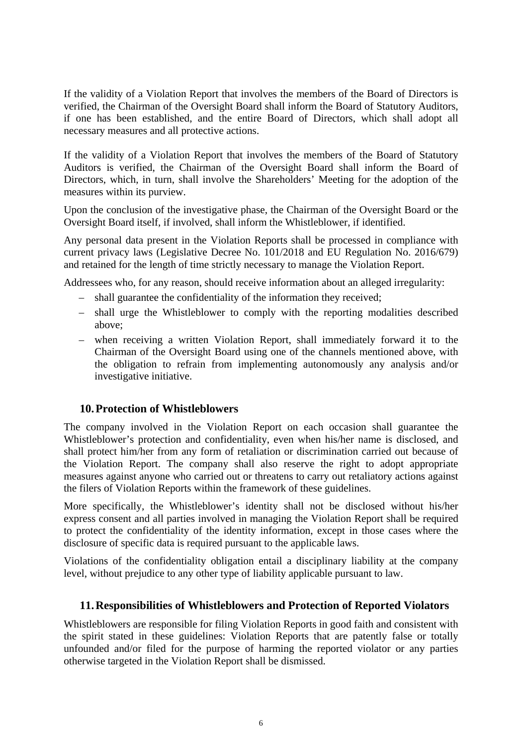If the validity of a Violation Report that involves the members of the Board of Directors is verified, the Chairman of the Oversight Board shall inform the Board of Statutory Auditors, if one has been established, and the entire Board of Directors, which shall adopt all necessary measures and all protective actions.

If the validity of a Violation Report that involves the members of the Board of Statutory Auditors is verified, the Chairman of the Oversight Board shall inform the Board of Directors, which, in turn, shall involve the Shareholders' Meeting for the adoption of the measures within its purview.

Upon the conclusion of the investigative phase, the Chairman of the Oversight Board or the Oversight Board itself, if involved, shall inform the Whistleblower, if identified.

Any personal data present in the Violation Reports shall be processed in compliance with current privacy laws (Legislative Decree No. 101/2018 and EU Regulation No. 2016/679) and retained for the length of time strictly necessary to manage the Violation Report.

Addressees who, for any reason, should receive information about an alleged irregularity:

- shall guarantee the confidentiality of the information they received;
- shall urge the Whistleblower to comply with the reporting modalities described above;
- when receiving a written Violation Report, shall immediately forward it to the Chairman of the Oversight Board using one of the channels mentioned above, with the obligation to refrain from implementing autonomously any analysis and/or investigative initiative.

## 10. Protection of Whistleblowers

The company involved in the Violation Report on each occasion shall guarantee the Whistleblower's protection and confidentiality, even when his/her name is disclosed, and shall protect him/her from any form of retaliation or discrimination carried out because of the Violation Report. The company shall also reserve the right to adopt appropriate measures against anyone who carried out or threatens to carry out retaliatory actions against the filers of Violation Reports within the framework of these guidelines.

More specifically, the Whistleblower's identity shall not be disclosed without his/her express consent and all parties involved in managing the Violation Report shall be required to protect the confidentiality of the identity information, except in those cases where the disclosure of specific data is required pursuant to the applicable laws.

Violations of the confidentiality obligation entail a disciplinary liability at the company level, without prejudice to any other type of liability applicable pursuant to law.

## 11. Responsibilities of Whistleblowers and Protection of Reported Violators

Whistleblowers are responsible for filing Violation Reports in good faith and consistent with the spirit stated in these guidelines: Violation Reports that are patently false or totally unfounded and/or filed for the purpose of harming the reported violator or any parties otherwise targeted in the Violation Report shall be dismissed.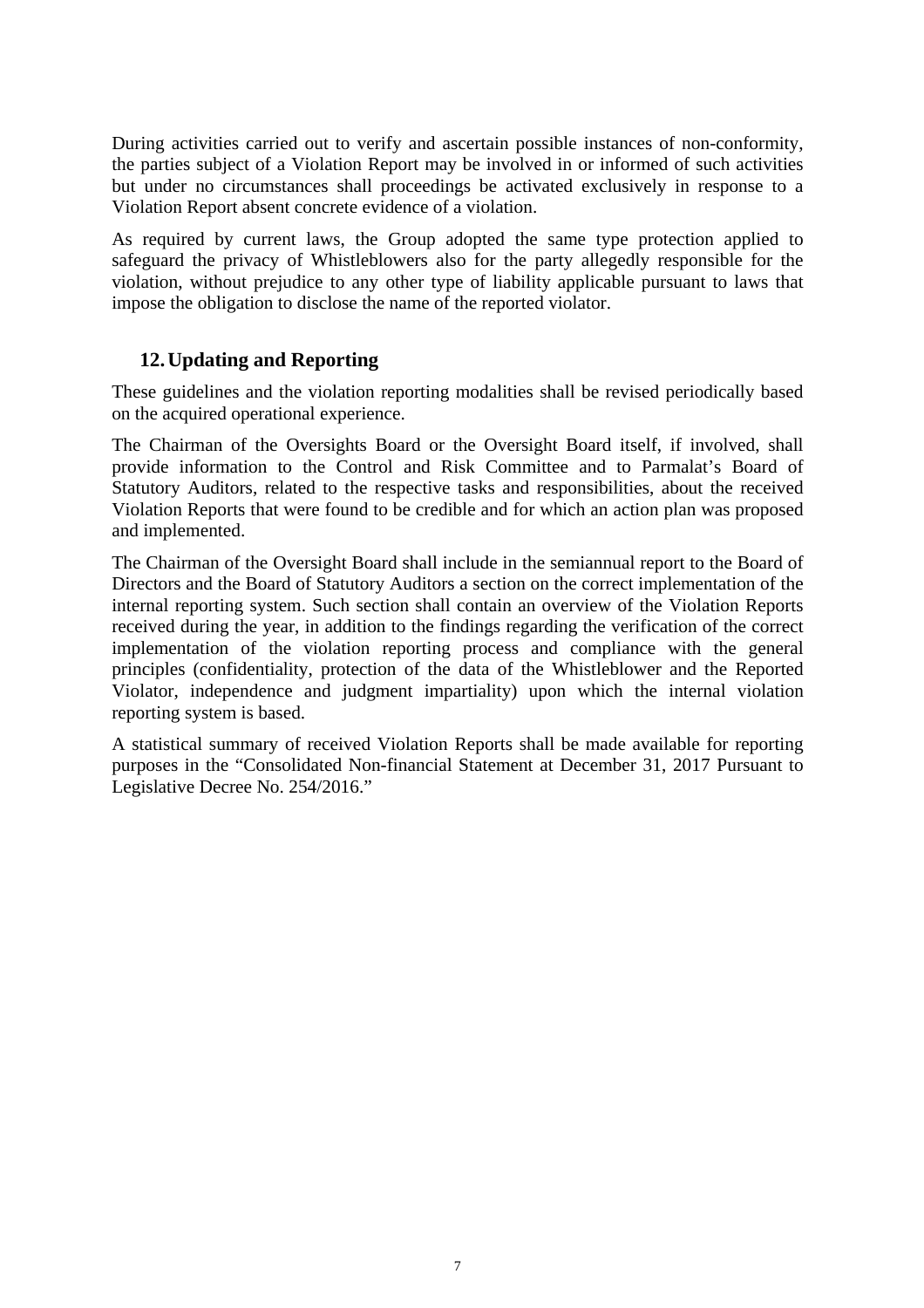During activities carried out to verify and ascertain possible instances of non-conformity, the parties subject of a Violation Report may be involved in or informed of such activities but under no circumstances shall proceedings be activated exclusively in response to a Violation Report absent concrete evidence of a violation.

As required by current laws, the Group adopted the same type protection applied to safeguard the privacy of Whistleblowers also for the party allegedly responsible for the violation, without prejudice to any other type of liability applicable pursuant to laws that impose the obligation to disclose the name of the reported violator.

## 12. Updating and Reporting

These guidelines and the violation reporting modalities shall be revised periodically based on the acquired operational experience.

The Chairman of the Oversights Board or the Oversight Board itself, if involved, shall provide information to the Control and Risk Committee and to Parmalat's Board of Statutory Auditors, related to the respective tasks and responsibilities, about the received Violation Reports that were found to be credible and for which an action plan was proposed and implemented.

The Chairman of the Oversight Board shall include in the semiannual report to the Board of Directors and the Board of Statutory Auditors a section on the correct implementation of the internal reporting system. Such section shall contain an overview of the Violation Reports received during the year, in addition to the findings regarding the verification of the correct implementation of the violation reporting process and compliance with the general principles (confidentiality, protection of the data of the Whistleblower and the Reported Violator, independence and judgment impartiality) upon which the internal violation reporting system is based.

A statistical summary of received Violation Reports shall be made available for reporting purposes in the "Consolidated Non-financial Statement at December 31, 2017 Pursuant to Legislative Decree No. 254/2016."